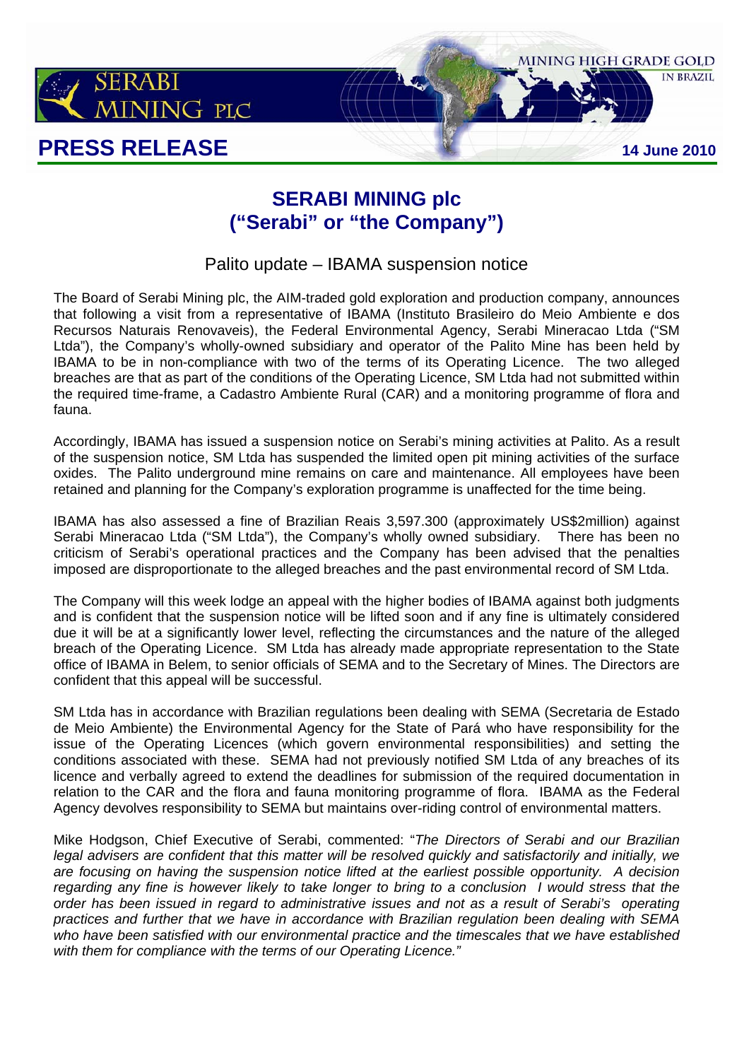SERABI MINING PLC

MINING HIGH GRADE GOLD IN BRAZIL

# PRESS RELEASE

14 June 2010

## SERABI MINING plc
## ("Serabi" or "the Company")

### Palito update – IBAMA suspension notice

The Board of Serabi Mining plc, the AIM-traded gold exploration and production company, announces that following a visit from a representative of IBAMA (Instituto Brasileiro do Meio Ambiente e dos Recursos Naturais Renovaveis), the Federal Environmental Agency, Serabi Mineracao Ltda ("SM Ltda"), the Company's wholly-owned subsidiary and operator of the Palito Mine has been held by IBAMA to be in non-compliance with two of the terms of its Operating Licence. The two alleged breaches are that as part of the conditions of the Operating Licence, SM Ltda had not submitted within the required time-frame, a Cadastro Ambiente Rural (CAR) and a monitoring programme of flora and fauna.

Accordingly, IBAMA has issued a suspension notice on Serabi's mining activities at Palito. As a result of the suspension notice, SM Ltda has suspended the limited open pit mining activities of the surface oxides. The Palito underground mine remains on care and maintenance. All employees have been retained and planning for the Company's exploration programme is unaffected for the time being.

IBAMA has also assessed a fine of Brazilian Reais 3,597.300 (approximately US$2million) against Serabi Mineracao Ltda ("SM Ltda"), the Company's wholly owned subsidiary. There has been no criticism of Serabi's operational practices and the Company has been advised that the penalties imposed are disproportionate to the alleged breaches and the past environmental record of SM Ltda.

The Company will this week lodge an appeal with the higher bodies of IBAMA against both judgments and is confident that the suspension notice will be lifted soon and if any fine is ultimately considered due it will be at a significantly lower level, reflecting the circumstances and the nature of the alleged breach of the Operating Licence. SM Ltda has already made appropriate representation to the State office of IBAMA in Belem, to senior officials of SEMA and to the Secretary of Mines. The Directors are confident that this appeal will be successful.

SM Ltda has in accordance with Brazilian regulations been dealing with SEMA (Secretaria de Estado de Meio Ambiente) the Environmental Agency for the State of Pará who have responsibility for the issue of the Operating Licences (which govern environmental responsibilities) and setting the conditions associated with these. SEMA had not previously notified SM Ltda of any breaches of its licence and verbally agreed to extend the deadlines for submission of the required documentation in relation to the CAR and the flora and fauna monitoring programme of flora. IBAMA as the Federal Agency devolves responsibility to SEMA but maintains over-riding control of environmental matters.

Mike Hodgson, Chief Executive of Serabi, commented: "*The Directors of Serabi and our Brazilian legal advisers are confident that this matter will be resolved quickly and satisfactorily and initially, we are focusing on having the suspension notice lifted at the earliest possible opportunity. A decision regarding any fine is however likely to take longer to bring to a conclusion I would stress that the order has been issued in regard to administrative issues and not as a result of Serabi's operating practices and further that we have in accordance with Brazilian regulation been dealing with SEMA who have been satisfied with our environmental practice and the timescales that we have established with them for compliance with the terms of our Operating Licence.*"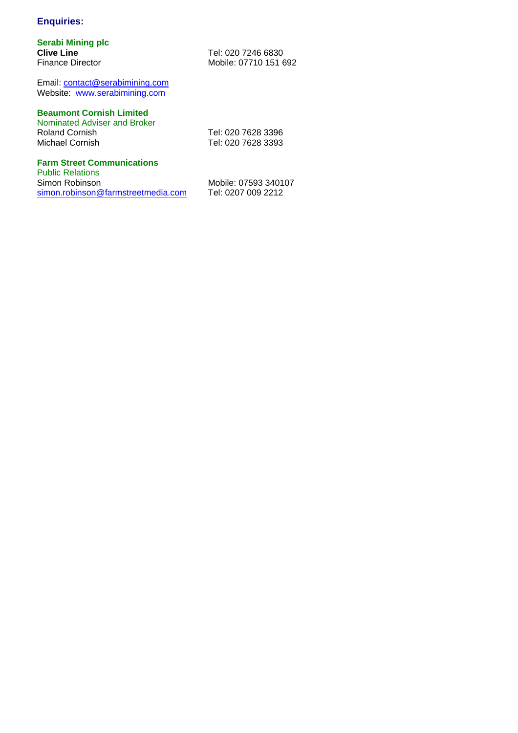## Enquiries:

**Serabi Mining plc**

**Clive Line** — Tel: 020 7246 6830
Finance Director — Mobile: 07710 151 692

Email: contact@serabimining.com
Website: www.serabimining.com

**Beaumont Cornish Limited**
Nominated Adviser and Broker
Roland Cornish — Tel: 020 7628 3396
Michael Cornish — Tel: 020 7628 3393

**Farm Street Communications**
Public Relations
Simon Robinson — Mobile: 07593 340107
simon.robinson@farmstreetmedia.com — Tel: 0207 009 2212